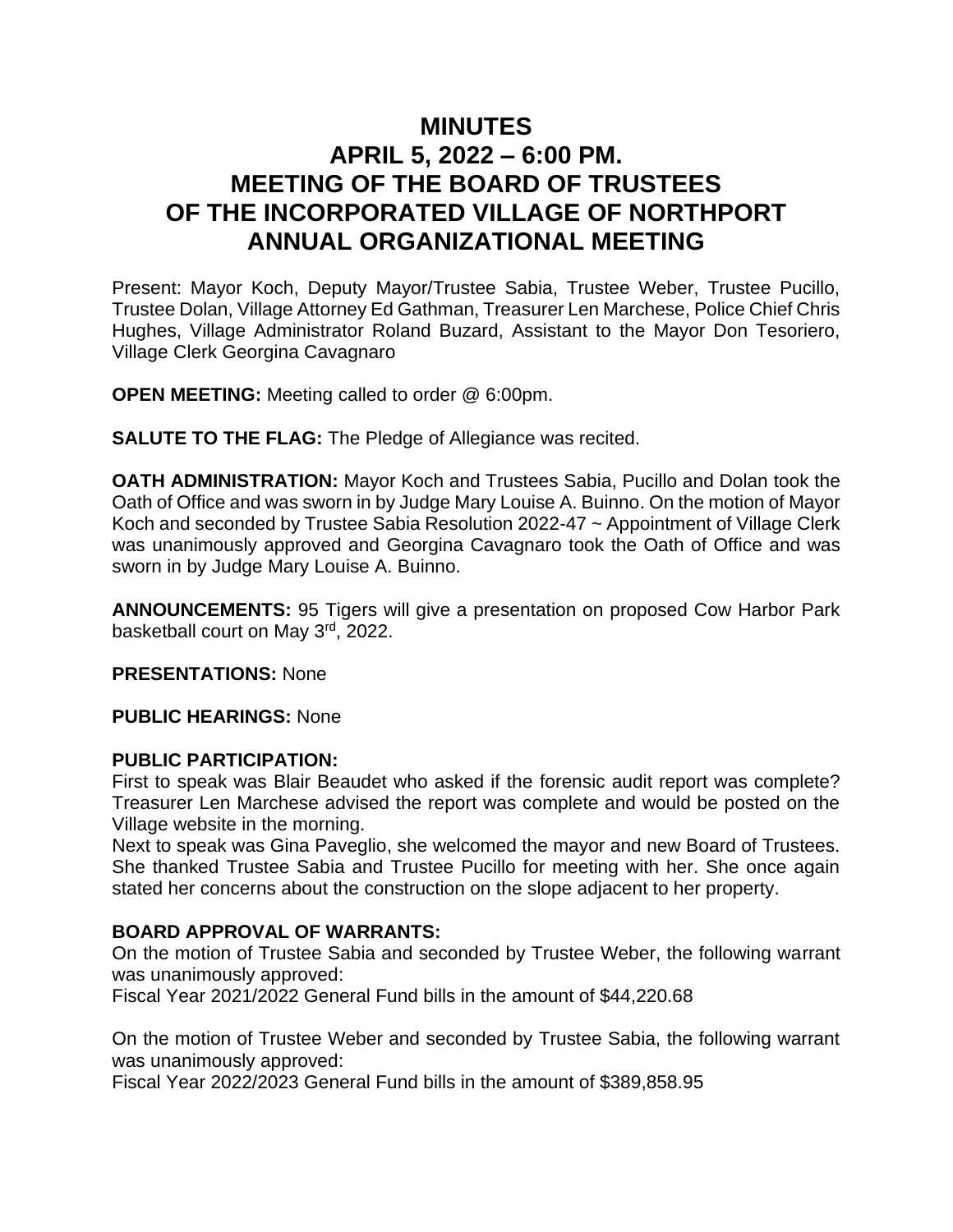# MINUTES
# APRIL 5, 2022 – 6:00 PM.
# MEETING OF THE BOARD OF TRUSTEES
# OF THE INCORPORATED VILLAGE OF NORTHPORT
# ANNUAL ORGANIZATIONAL MEETING

Present: Mayor Koch, Deputy Mayor/Trustee Sabia, Trustee Weber, Trustee Pucillo, Trustee Dolan, Village Attorney Ed Gathman, Treasurer Len Marchese, Police Chief Chris Hughes, Village Administrator Roland Buzard, Assistant to the Mayor Don Tesoriero, Village Clerk Georgina Cavagnaro

**OPEN MEETING:** Meeting called to order @ 6:00pm.

**SALUTE TO THE FLAG:** The Pledge of Allegiance was recited.

**OATH ADMINISTRATION:** Mayor Koch and Trustees Sabia, Pucillo and Dolan took the Oath of Office and was sworn in by Judge Mary Louise A. Buinno. On the motion of Mayor Koch and seconded by Trustee Sabia Resolution 2022-47 ~ Appointment of Village Clerk was unanimously approved and Georgina Cavagnaro took the Oath of Office and was sworn in by Judge Mary Louise A. Buinno.

**ANNOUNCEMENTS:** 95 Tigers will give a presentation on proposed Cow Harbor Park basketball court on May 3rd, 2022.

**PRESENTATIONS:** None

**PUBLIC HEARINGS:** None

**PUBLIC PARTICIPATION:**

First to speak was Blair Beaudet who asked if the forensic audit report was complete? Treasurer Len Marchese advised the report was complete and would be posted on the Village website in the morning.

Next to speak was Gina Paveglio, she welcomed the mayor and new Board of Trustees. She thanked Trustee Sabia and Trustee Pucillo for meeting with her. She once again stated her concerns about the construction on the slope adjacent to her property.

**BOARD APPROVAL OF WARRANTS:**

On the motion of Trustee Sabia and seconded by Trustee Weber, the following warrant was unanimously approved:

Fiscal Year 2021/2022 General Fund bills in the amount of $44,220.68

On the motion of Trustee Weber and seconded by Trustee Sabia, the following warrant was unanimously approved:

Fiscal Year 2022/2023 General Fund bills in the amount of $389,858.95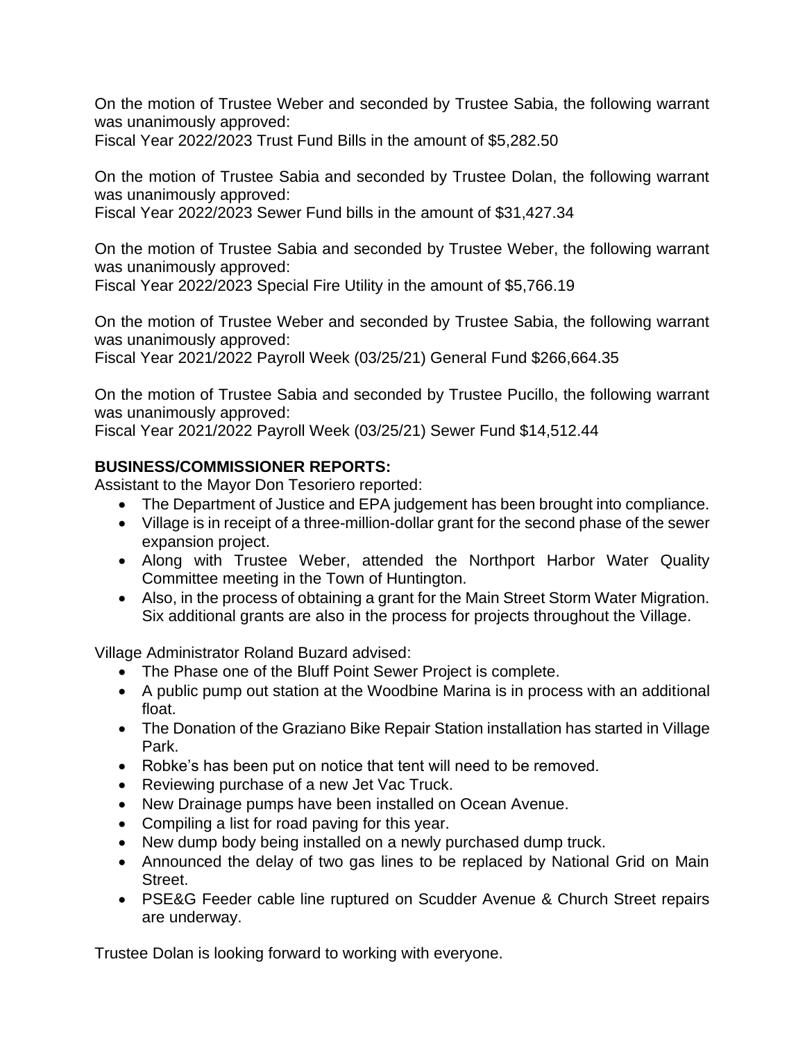On the motion of Trustee Weber and seconded by Trustee Sabia, the following warrant was unanimously approved:
Fiscal Year 2022/2023 Trust Fund Bills in the amount of $5,282.50

On the motion of Trustee Sabia and seconded by Trustee Dolan, the following warrant was unanimously approved:
Fiscal Year 2022/2023 Sewer Fund bills in the amount of $31,427.34

On the motion of Trustee Sabia and seconded by Trustee Weber, the following warrant was unanimously approved:
Fiscal Year 2022/2023 Special Fire Utility in the amount of $5,766.19

On the motion of Trustee Weber and seconded by Trustee Sabia, the following warrant was unanimously approved:
Fiscal Year 2021/2022 Payroll Week (03/25/21) General Fund $266,664.35

On the motion of Trustee Sabia and seconded by Trustee Pucillo, the following warrant was unanimously approved:
Fiscal Year 2021/2022 Payroll Week (03/25/21) Sewer Fund $14,512.44

**BUSINESS/COMMISSIONER REPORTS:**
Assistant to the Mayor Don Tesoriero reported:

- The Department of Justice and EPA judgement has been brought into compliance.
- Village is in receipt of a three-million-dollar grant for the second phase of the sewer expansion project.
- Along with Trustee Weber, attended the Northport Harbor Water Quality Committee meeting in the Town of Huntington.
- Also, in the process of obtaining a grant for the Main Street Storm Water Migration. Six additional grants are also in the process for projects throughout the Village.

Village Administrator Roland Buzard advised:

- The Phase one of the Bluff Point Sewer Project is complete.
- A public pump out station at the Woodbine Marina is in process with an additional float.
- The Donation of the Graziano Bike Repair Station installation has started in Village Park.
- Robke's has been put on notice that tent will need to be removed.
- Reviewing purchase of a new Jet Vac Truck.
- New Drainage pumps have been installed on Ocean Avenue.
- Compiling a list for road paving for this year.
- New dump body being installed on a newly purchased dump truck.
- Announced the delay of two gas lines to be replaced by National Grid on Main Street.
- PSE&G Feeder cable line ruptured on Scudder Avenue & Church Street repairs are underway.

Trustee Dolan is looking forward to working with everyone.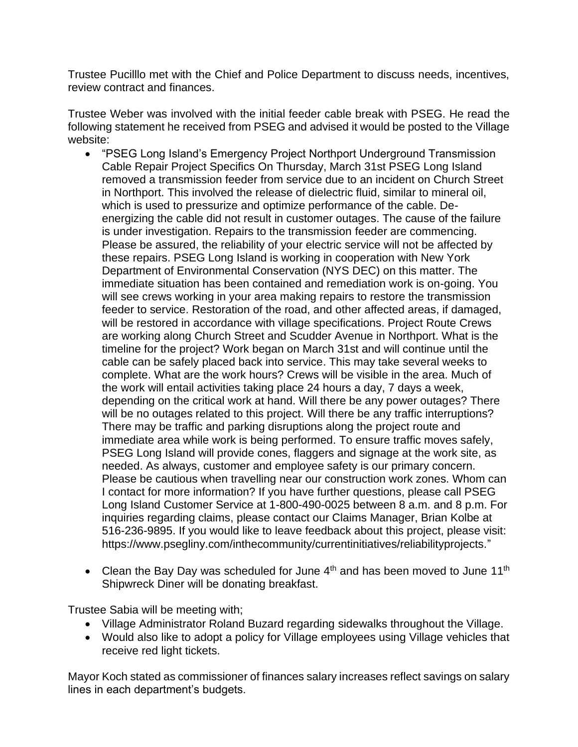Trustee Pucilllo met with the Chief and Police Department to discuss needs, incentives, review contract and finances.

Trustee Weber was involved with the initial feeder cable break with PSEG. He read the following statement he received from PSEG and advised it would be posted to the Village website:

- "PSEG Long Island's Emergency Project Northport Underground Transmission Cable Repair Project Specifics On Thursday, March 31st PSEG Long Island removed a transmission feeder from service due to an incident on Church Street in Northport. This involved the release of dielectric fluid, similar to mineral oil, which is used to pressurize and optimize performance of the cable. De-energizing the cable did not result in customer outages. The cause of the failure is under investigation. Repairs to the transmission feeder are commencing. Please be assured, the reliability of your electric service will not be affected by these repairs. PSEG Long Island is working in cooperation with New York Department of Environmental Conservation (NYS DEC) on this matter. The immediate situation has been contained and remediation work is on-going. You will see crews working in your area making repairs to restore the transmission feeder to service. Restoration of the road, and other affected areas, if damaged, will be restored in accordance with village specifications. Project Route Crews are working along Church Street and Scudder Avenue in Northport. What is the timeline for the project? Work began on March 31st and will continue until the cable can be safely placed back into service. This may take several weeks to complete. What are the work hours? Crews will be visible in the area. Much of the work will entail activities taking place 24 hours a day, 7 days a week, depending on the critical work at hand. Will there be any power outages? There will be no outages related to this project. Will there be any traffic interruptions? There may be traffic and parking disruptions along the project route and immediate area while work is being performed. To ensure traffic moves safely, PSEG Long Island will provide cones, flaggers and signage at the work site, as needed. As always, customer and employee safety is our primary concern. Please be cautious when travelling near our construction work zones. Whom can I contact for more information? If you have further questions, please call PSEG Long Island Customer Service at 1-800-490-0025 between 8 a.m. and 8 p.m. For inquiries regarding claims, please contact our Claims Manager, Brian Kolbe at 516-236-9895. If you would like to leave feedback about this project, please visit: https://www.psegliny.com/inthecommunity/currentinitiatives/reliabilityprojects."
- Clean the Bay Day was scheduled for June 4th and has been moved to June 11th Shipwreck Diner will be donating breakfast.

Trustee Sabia will be meeting with;

- Village Administrator Roland Buzard regarding sidewalks throughout the Village.
- Would also like to adopt a policy for Village employees using Village vehicles that receive red light tickets.

Mayor Koch stated as commissioner of finances salary increases reflect savings on salary lines in each department's budgets.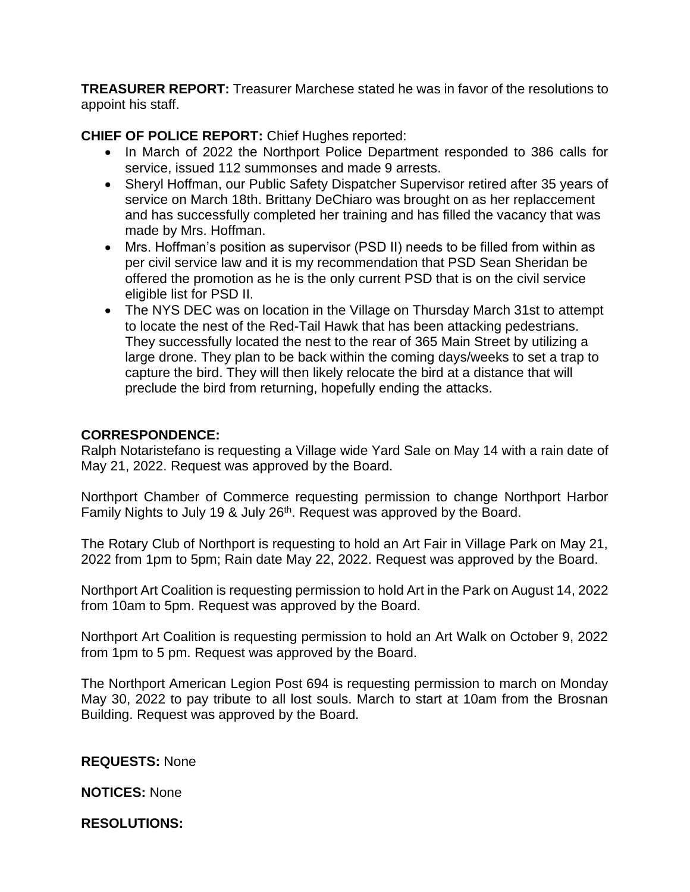**TREASURER REPORT:** Treasurer Marchese stated he was in favor of the resolutions to appoint his staff.

**CHIEF OF POLICE REPORT:** Chief Hughes reported:

- In March of 2022 the Northport Police Department responded to 386 calls for service, issued 112 summonses and made 9 arrests.
- Sheryl Hoffman, our Public Safety Dispatcher Supervisor retired after 35 years of service on March 18th. Brittany DeChiaro was brought on as her replaccement and has successfully completed her training and has filled the vacancy that was made by Mrs. Hoffman.
- Mrs. Hoffman's position as supervisor (PSD II) needs to be filled from within as per civil service law and it is my recommendation that PSD Sean Sheridan be offered the promotion as he is the only current PSD that is on the civil service eligible list for PSD II.
- The NYS DEC was on location in the Village on Thursday March 31st to attempt to locate the nest of the Red-Tail Hawk that has been attacking pedestrians. They successfully located the nest to the rear of 365 Main Street by utilizing a large drone. They plan to be back within the coming days/weeks to set a trap to capture the bird. They will then likely relocate the bird at a distance that will preclude the bird from returning, hopefully ending the attacks.

**CORRESPONDENCE:**

Ralph Notaristefano is requesting a Village wide Yard Sale on May 14 with a rain date of May 21, 2022. Request was approved by the Board.

Northport Chamber of Commerce requesting permission to change Northport Harbor Family Nights to July 19 & July 26th. Request was approved by the Board.

The Rotary Club of Northport is requesting to hold an Art Fair in Village Park on May 21, 2022 from 1pm to 5pm; Rain date May 22, 2022. Request was approved by the Board.

Northport Art Coalition is requesting permission to hold Art in the Park on August 14, 2022 from 10am to 5pm. Request was approved by the Board.

Northport Art Coalition is requesting permission to hold an Art Walk on October 9, 2022 from 1pm to 5 pm. Request was approved by the Board.

The Northport American Legion Post 694 is requesting permission to march on Monday May 30, 2022 to pay tribute to all lost souls. March to start at 10am from the Brosnan Building. Request was approved by the Board.

**REQUESTS:** None

**NOTICES:** None

**RESOLUTIONS:**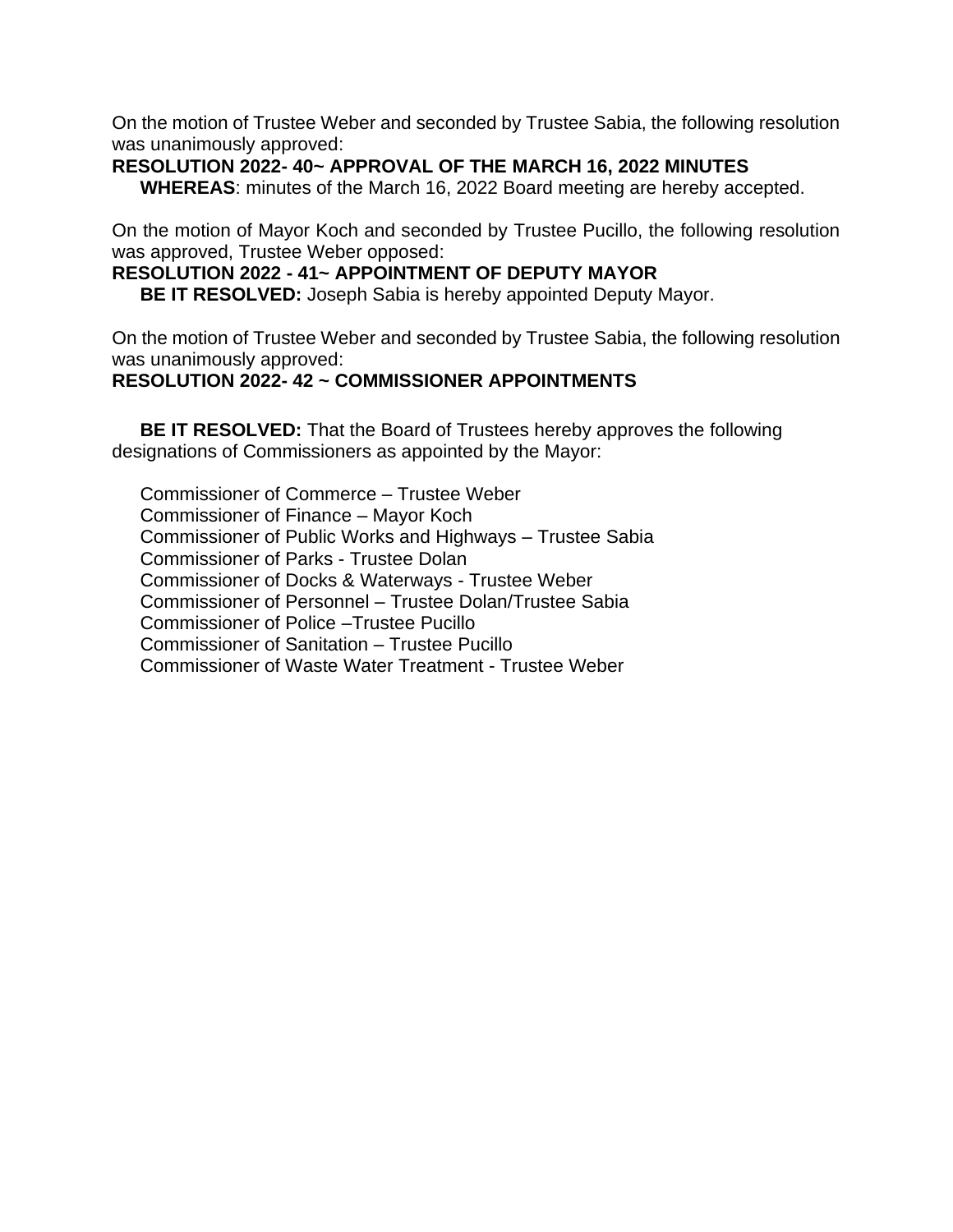On the motion of Trustee Weber and seconded by Trustee Sabia, the following resolution was unanimously approved:

**RESOLUTION 2022- 40~ APPROVAL OF THE MARCH 16, 2022 MINUTES**

**WHEREAS**: minutes of the March 16, 2022 Board meeting are hereby accepted.

On the motion of Mayor Koch and seconded by Trustee Pucillo, the following resolution was approved, Trustee Weber opposed:

**RESOLUTION 2022 - 41~ APPOINTMENT OF DEPUTY MAYOR**

**BE IT RESOLVED:** Joseph Sabia is hereby appointed Deputy Mayor.

On the motion of Trustee Weber and seconded by Trustee Sabia, the following resolution was unanimously approved:

**RESOLUTION 2022- 42 ~ COMMISSIONER APPOINTMENTS**

**BE IT RESOLVED:** That the Board of Trustees hereby approves the following designations of Commissioners as appointed by the Mayor:

Commissioner of Commerce – Trustee Weber
Commissioner of Finance – Mayor Koch
Commissioner of Public Works and Highways – Trustee Sabia
Commissioner of Parks - Trustee Dolan
Commissioner of Docks & Waterways - Trustee Weber
Commissioner of Personnel – Trustee Dolan/Trustee Sabia
Commissioner of Police –Trustee Pucillo
Commissioner of Sanitation – Trustee Pucillo
Commissioner of Waste Water Treatment - Trustee Weber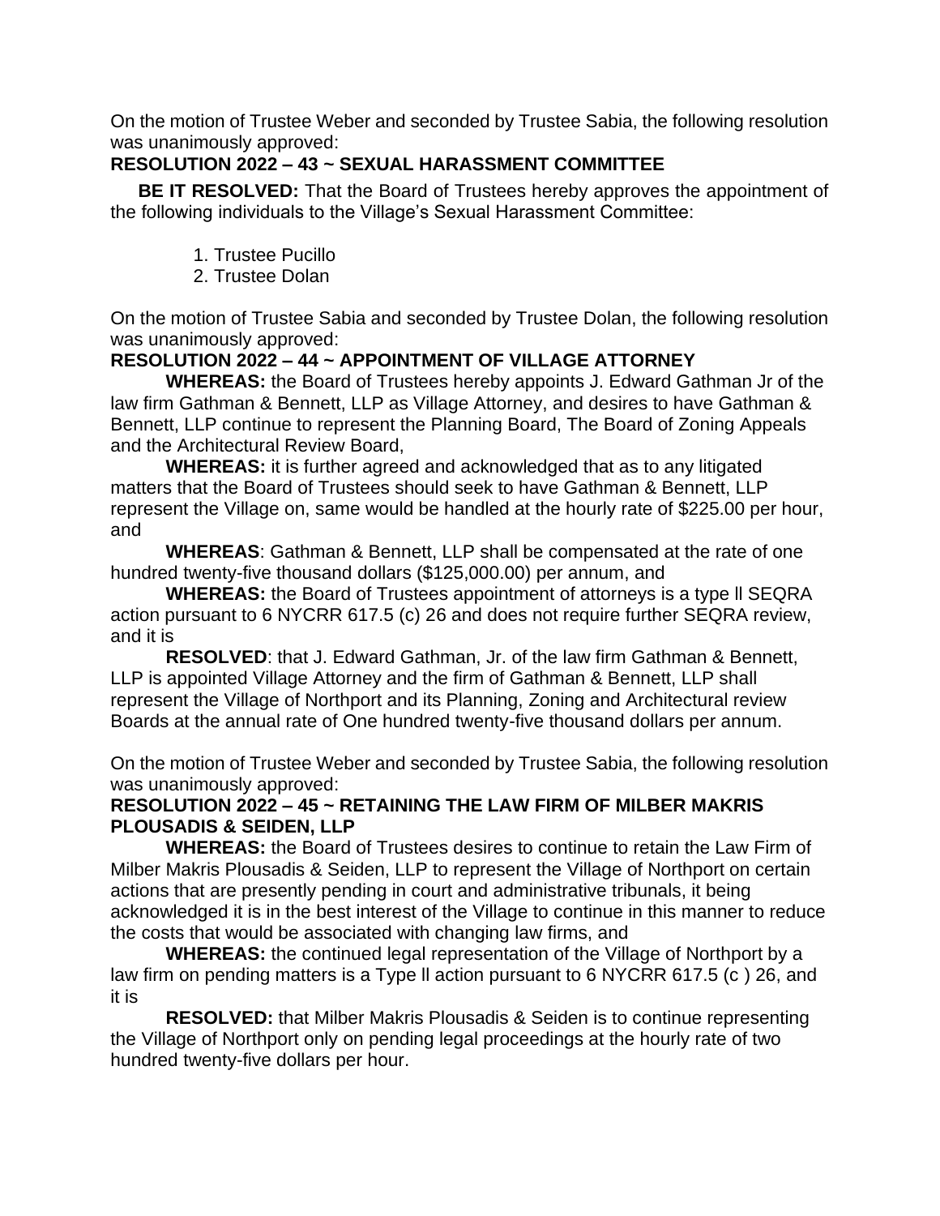On the motion of Trustee Weber and seconded by Trustee Sabia, the following resolution was unanimously approved:

**RESOLUTION 2022 – 43 ~ SEXUAL HARASSMENT COMMITTEE**

**BE IT RESOLVED:** That the Board of Trustees hereby approves the appointment of the following individuals to the Village's Sexual Harassment Committee:

1. Trustee Pucillo
2. Trustee Dolan

On the motion of Trustee Sabia and seconded by Trustee Dolan, the following resolution was unanimously approved:

**RESOLUTION 2022 – 44 ~ APPOINTMENT OF VILLAGE ATTORNEY**

**WHEREAS:** the Board of Trustees hereby appoints J. Edward Gathman Jr of the law firm Gathman & Bennett, LLP as Village Attorney, and desires to have Gathman & Bennett, LLP continue to represent the Planning Board, The Board of Zoning Appeals and the Architectural Review Board,

**WHEREAS:** it is further agreed and acknowledged that as to any litigated matters that the Board of Trustees should seek to have Gathman & Bennett, LLP represent the Village on, same would be handled at the hourly rate of $225.00 per hour, and

**WHEREAS**: Gathman & Bennett, LLP shall be compensated at the rate of one hundred twenty-five thousand dollars ($125,000.00) per annum, and

**WHEREAS:** the Board of Trustees appointment of attorneys is a type ll SEQRA action pursuant to 6 NYCRR 617.5 (c) 26 and does not require further SEQRA review, and it is

**RESOLVED**: that J. Edward Gathman, Jr. of the law firm Gathman & Bennett, LLP is appointed Village Attorney and the firm of Gathman & Bennett, LLP shall represent the Village of Northport and its Planning, Zoning and Architectural review Boards at the annual rate of One hundred twenty-five thousand dollars per annum.

On the motion of Trustee Weber and seconded by Trustee Sabia, the following resolution was unanimously approved:

**RESOLUTION 2022 – 45 ~ RETAINING THE LAW FIRM OF MILBER MAKRIS PLOUSADIS & SEIDEN, LLP**

**WHEREAS:** the Board of Trustees desires to continue to retain the Law Firm of Milber Makris Plousadis & Seiden, LLP to represent the Village of Northport on certain actions that are presently pending in court and administrative tribunals, it being acknowledged it is in the best interest of the Village to continue in this manner to reduce the costs that would be associated with changing law firms, and

**WHEREAS:** the continued legal representation of the Village of Northport by a law firm on pending matters is a Type ll action pursuant to 6 NYCRR 617.5 (c ) 26, and it is

**RESOLVED:** that Milber Makris Plousadis & Seiden is to continue representing the Village of Northport only on pending legal proceedings at the hourly rate of two hundred twenty-five dollars per hour.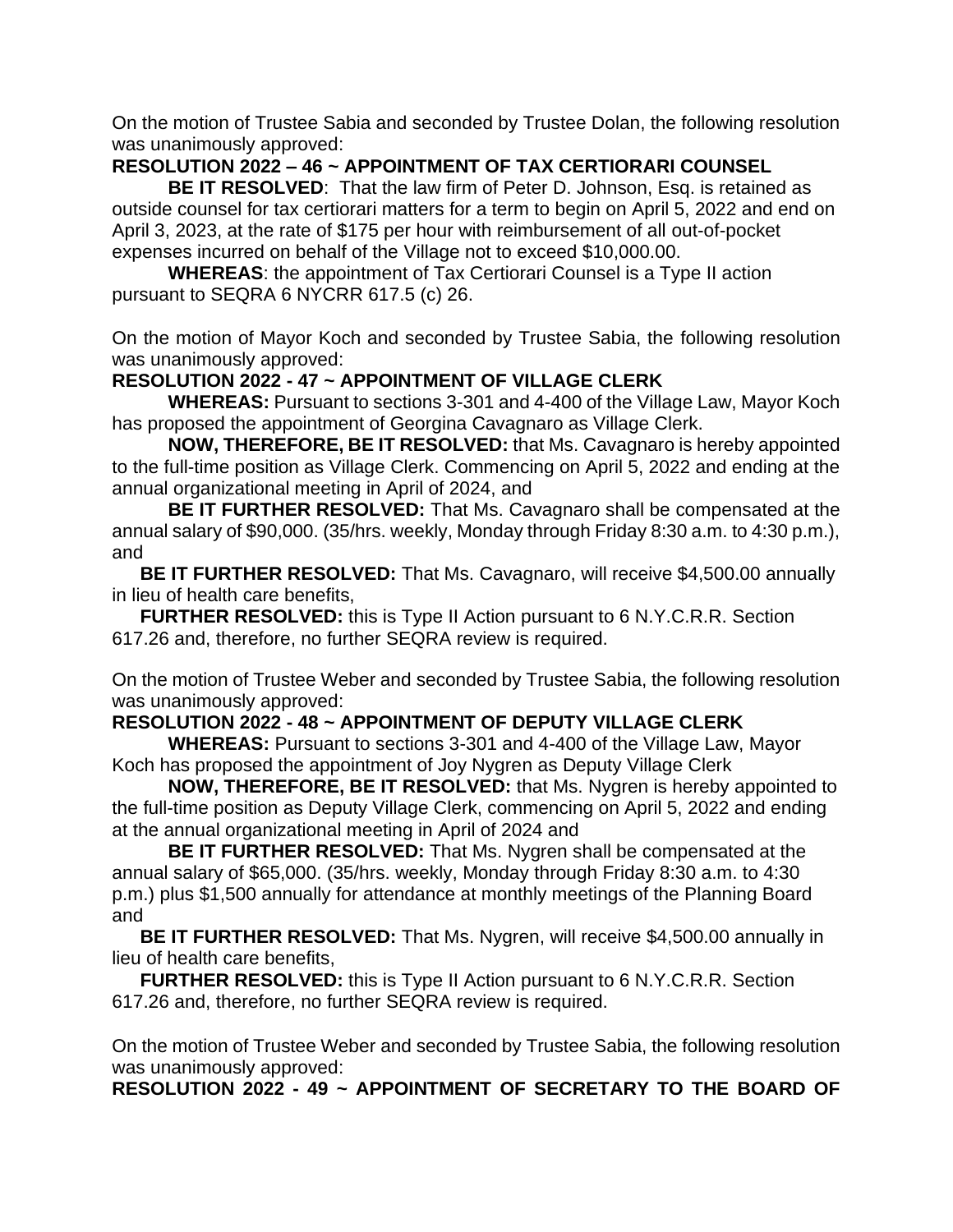On the motion of Trustee Sabia and seconded by Trustee Dolan, the following resolution was unanimously approved:

**RESOLUTION 2022 – 46 ~ APPOINTMENT OF TAX CERTIORARI COUNSEL**

**BE IT RESOLVED**: That the law firm of Peter D. Johnson, Esq. is retained as outside counsel for tax certiorari matters for a term to begin on April 5, 2022 and end on April 3, 2023, at the rate of $175 per hour with reimbursement of all out-of-pocket expenses incurred on behalf of the Village not to exceed $10,000.00.

**WHEREAS**: the appointment of Tax Certiorari Counsel is a Type II action pursuant to SEQRA 6 NYCRR 617.5 (c) 26.

On the motion of Mayor Koch and seconded by Trustee Sabia, the following resolution was unanimously approved:

**RESOLUTION 2022 - 47 ~ APPOINTMENT OF VILLAGE CLERK**

**WHEREAS:** Pursuant to sections 3-301 and 4-400 of the Village Law, Mayor Koch has proposed the appointment of Georgina Cavagnaro as Village Clerk.

**NOW, THEREFORE, BE IT RESOLVED:** that Ms. Cavagnaro is hereby appointed to the full-time position as Village Clerk. Commencing on April 5, 2022 and ending at the annual organizational meeting in April of 2024, and

**BE IT FURTHER RESOLVED:** That Ms. Cavagnaro shall be compensated at the annual salary of $90,000. (35/hrs. weekly, Monday through Friday 8:30 a.m. to 4:30 p.m.), and

**BE IT FURTHER RESOLVED:** That Ms. Cavagnaro, will receive $4,500.00 annually in lieu of health care benefits,

**FURTHER RESOLVED:** this is Type II Action pursuant to 6 N.Y.C.R.R. Section 617.26 and, therefore, no further SEQRA review is required.

On the motion of Trustee Weber and seconded by Trustee Sabia, the following resolution was unanimously approved:

**RESOLUTION 2022 - 48 ~ APPOINTMENT OF DEPUTY VILLAGE CLERK**

**WHEREAS:** Pursuant to sections 3-301 and 4-400 of the Village Law, Mayor Koch has proposed the appointment of Joy Nygren as Deputy Village Clerk

**NOW, THEREFORE, BE IT RESOLVED:** that Ms. Nygren is hereby appointed to the full-time position as Deputy Village Clerk, commencing on April 5, 2022 and ending at the annual organizational meeting in April of 2024 and

**BE IT FURTHER RESOLVED:** That Ms. Nygren shall be compensated at the annual salary of $65,000. (35/hrs. weekly, Monday through Friday 8:30 a.m. to 4:30 p.m.) plus $1,500 annually for attendance at monthly meetings of the Planning Board and

**BE IT FURTHER RESOLVED:** That Ms. Nygren, will receive $4,500.00 annually in lieu of health care benefits,

**FURTHER RESOLVED:** this is Type II Action pursuant to 6 N.Y.C.R.R. Section 617.26 and, therefore, no further SEQRA review is required.

On the motion of Trustee Weber and seconded by Trustee Sabia, the following resolution was unanimously approved:

**RESOLUTION 2022 - 49 ~ APPOINTMENT OF SECRETARY TO THE BOARD OF**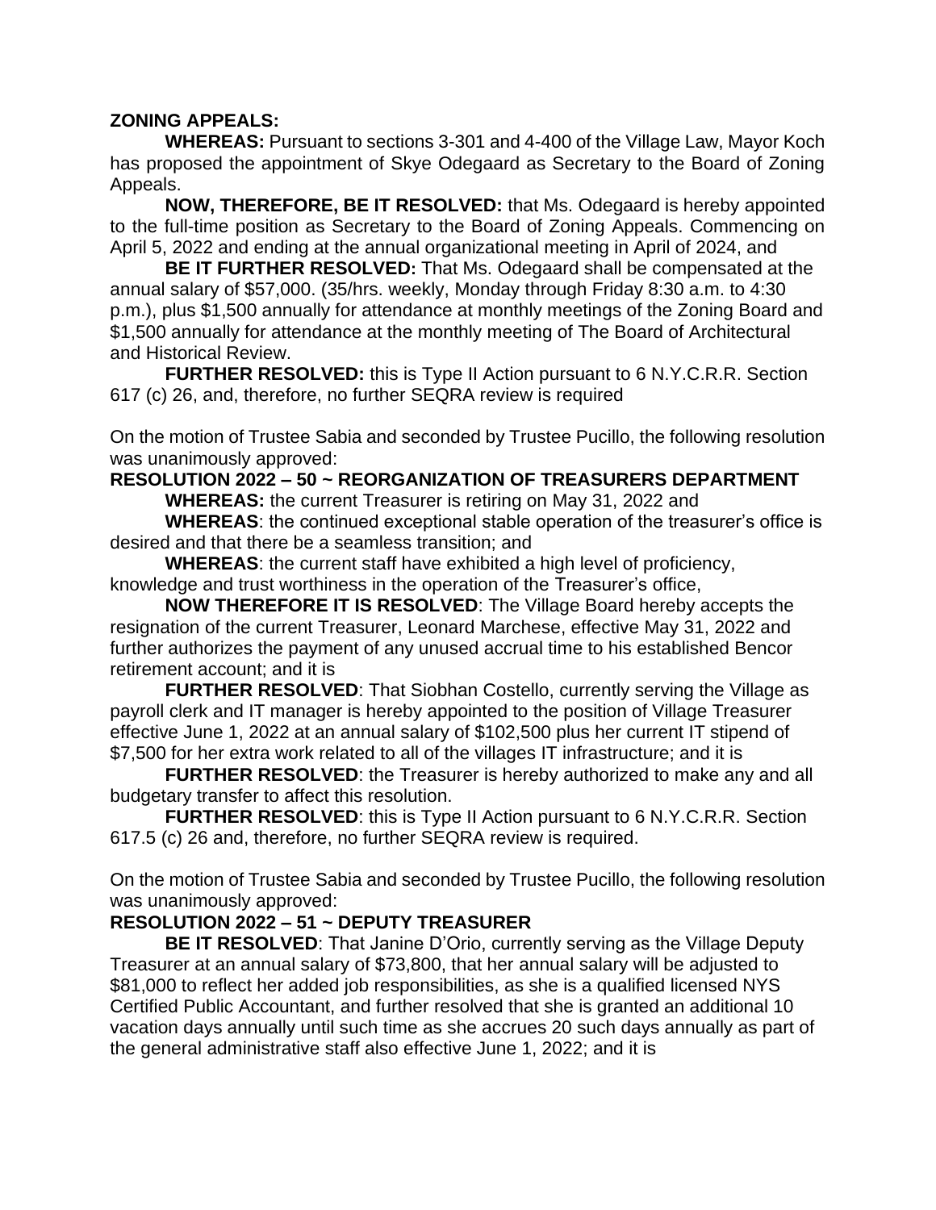**ZONING APPEALS:**

**WHEREAS:** Pursuant to sections 3-301 and 4-400 of the Village Law, Mayor Koch has proposed the appointment of Skye Odegaard as Secretary to the Board of Zoning Appeals.

**NOW, THEREFORE, BE IT RESOLVED:** that Ms. Odegaard is hereby appointed to the full-time position as Secretary to the Board of Zoning Appeals. Commencing on April 5, 2022 and ending at the annual organizational meeting in April of 2024, and

**BE IT FURTHER RESOLVED:** That Ms. Odegaard shall be compensated at the annual salary of $57,000. (35/hrs. weekly, Monday through Friday 8:30 a.m. to 4:30 p.m.), plus $1,500 annually for attendance at monthly meetings of the Zoning Board and $1,500 annually for attendance at the monthly meeting of The Board of Architectural and Historical Review.

**FURTHER RESOLVED:** this is Type II Action pursuant to 6 N.Y.C.R.R. Section 617 (c) 26, and, therefore, no further SEQRA review is required

On the motion of Trustee Sabia and seconded by Trustee Pucillo, the following resolution was unanimously approved:

**RESOLUTION 2022 – 50 ~ REORGANIZATION OF TREASURERS DEPARTMENT**

**WHEREAS:** the current Treasurer is retiring on May 31, 2022 and

**WHEREAS**: the continued exceptional stable operation of the treasurer's office is desired and that there be a seamless transition; and

**WHEREAS**: the current staff have exhibited a high level of proficiency, knowledge and trust worthiness in the operation of the Treasurer's office,

**NOW THEREFORE IT IS RESOLVED**: The Village Board hereby accepts the resignation of the current Treasurer, Leonard Marchese, effective May 31, 2022 and further authorizes the payment of any unused accrual time to his established Bencor retirement account; and it is

**FURTHER RESOLVED**: That Siobhan Costello, currently serving the Village as payroll clerk and IT manager is hereby appointed to the position of Village Treasurer effective June 1, 2022 at an annual salary of $102,500 plus her current IT stipend of $7,500 for her extra work related to all of the villages IT infrastructure; and it is

**FURTHER RESOLVED**: the Treasurer is hereby authorized to make any and all budgetary transfer to affect this resolution.

**FURTHER RESOLVED**: this is Type II Action pursuant to 6 N.Y.C.R.R. Section 617.5 (c) 26 and, therefore, no further SEQRA review is required.

On the motion of Trustee Sabia and seconded by Trustee Pucillo, the following resolution was unanimously approved:

**RESOLUTION 2022 – 51 ~ DEPUTY TREASURER**

**BE IT RESOLVED**: That Janine D'Orio, currently serving as the Village Deputy Treasurer at an annual salary of $73,800, that her annual salary will be adjusted to $81,000 to reflect her added job responsibilities, as she is a qualified licensed NYS Certified Public Accountant, and further resolved that she is granted an additional 10 vacation days annually until such time as she accrues 20 such days annually as part of the general administrative staff also effective June 1, 2022; and it is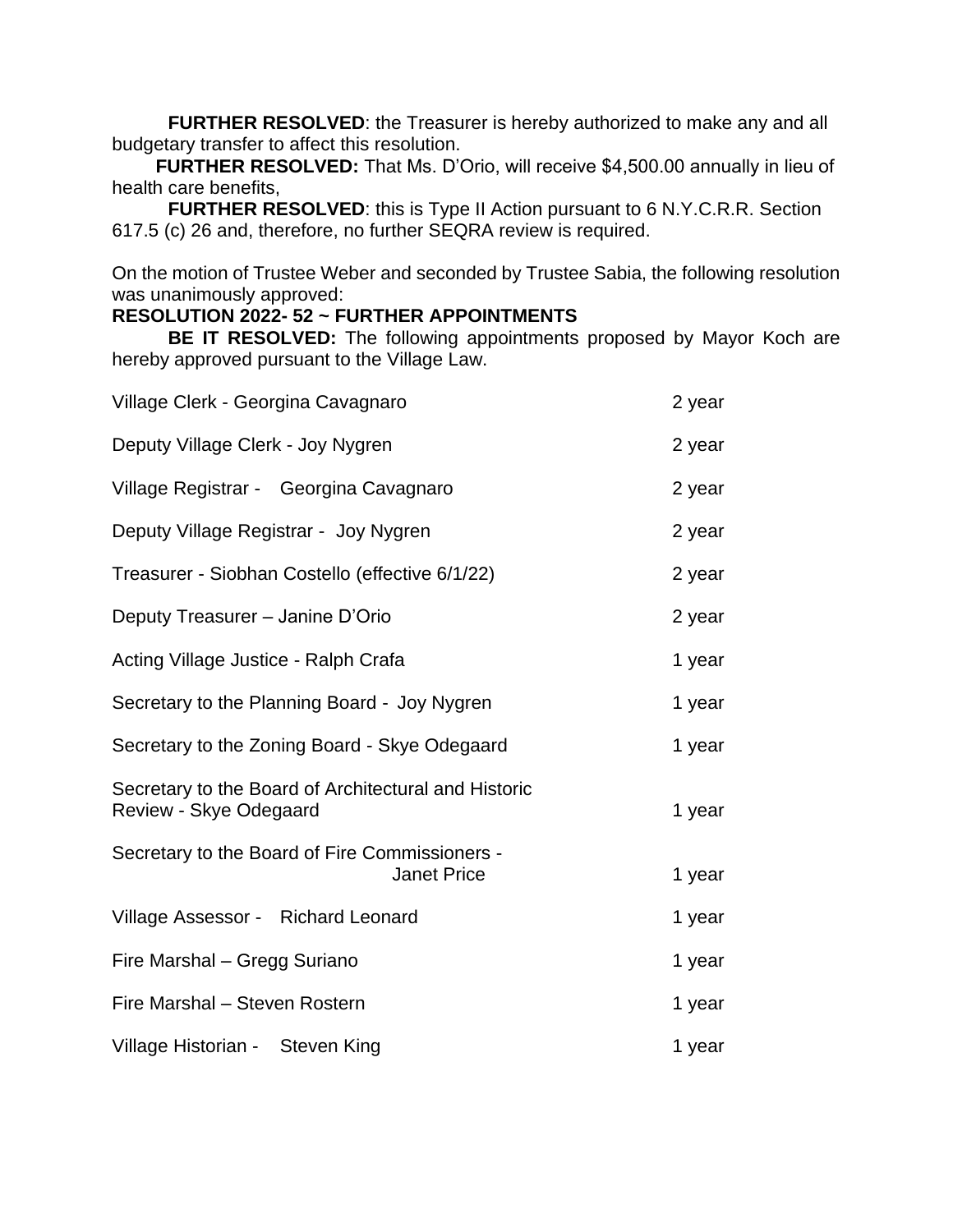**FURTHER RESOLVED**: the Treasurer is hereby authorized to make any and all budgetary transfer to affect this resolution.

**FURTHER RESOLVED:** That Ms. D'Orio, will receive $4,500.00 annually in lieu of health care benefits,

**FURTHER RESOLVED**: this is Type II Action pursuant to 6 N.Y.C.R.R. Section 617.5 (c) 26 and, therefore, no further SEQRA review is required.

On the motion of Trustee Weber and seconded by Trustee Sabia, the following resolution was unanimously approved:

**RESOLUTION 2022- 52 ~ FURTHER APPOINTMENTS**

**BE IT RESOLVED:** The following appointments proposed by Mayor Koch are hereby approved pursuant to the Village Law.

| Position | Term |
|---|---|
| Village Clerk - Georgina Cavagnaro | 2 year |
| Deputy Village Clerk - Joy Nygren | 2 year |
| Village Registrar - Georgina Cavagnaro | 2 year |
| Deputy Village Registrar - Joy Nygren | 2 year |
| Treasurer - Siobhan Costello (effective 6/1/22) | 2 year |
| Deputy Treasurer – Janine D'Orio | 2 year |
| Acting Village Justice - Ralph Crafa | 1 year |
| Secretary to the Planning Board - Joy Nygren | 1 year |
| Secretary to the Zoning Board - Skye Odegaard | 1 year |
| Secretary to the Board of Architectural and Historic Review - Skye Odegaard | 1 year |
| Secretary to the Board of Fire Commissioners - Janet Price | 1 year |
| Village Assessor - Richard Leonard | 1 year |
| Fire Marshal – Gregg Suriano | 1 year |
| Fire Marshal – Steven Rostern | 1 year |
| Village Historian - Steven King | 1 year |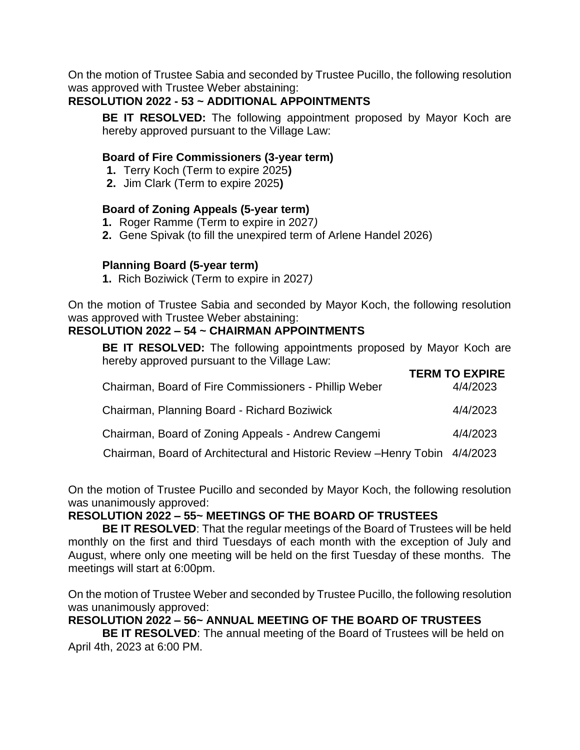On the motion of Trustee Sabia and seconded by Trustee Pucillo, the following resolution was approved with Trustee Weber abstaining:

**RESOLUTION 2022 - 53 ~ ADDITIONAL APPOINTMENTS**

**BE IT RESOLVED:** The following appointment proposed by Mayor Koch are hereby approved pursuant to the Village Law:

**Board of Fire Commissioners (3-year term)**

1. Terry Koch (Term to expire 2025)
2. Jim Clark (Term to expire 2025)

**Board of Zoning Appeals (5-year term)**

1. Roger Ramme (Term to expire in 2027)
2. Gene Spivak (to fill the unexpired term of Arlene Handel 2026)

**Planning Board (5-year term)**

1. Rich Boziwick (Term to expire in 2027)

On the motion of Trustee Sabia and seconded by Mayor Koch, the following resolution was approved with Trustee Weber abstaining:

**RESOLUTION 2022 – 54 ~ CHAIRMAN APPOINTMENTS**

**BE IT RESOLVED:** The following appointments proposed by Mayor Koch are hereby approved pursuant to the Village Law:

| | **TERM TO EXPIRE** |
|---|---|
| Chairman, Board of Fire Commissioners - Phillip Weber | 4/4/2023 |
| Chairman, Planning Board - Richard Boziwick | 4/4/2023 |
| Chairman, Board of Zoning Appeals - Andrew Cangemi | 4/4/2023 |
| Chairman, Board of Architectural and Historic Review –Henry Tobin | 4/4/2023 |

On the motion of Trustee Pucillo and seconded by Mayor Koch, the following resolution was unanimously approved:

**RESOLUTION 2022 – 55~ MEETINGS OF THE BOARD OF TRUSTEES**

**BE IT RESOLVED**: That the regular meetings of the Board of Trustees will be held monthly on the first and third Tuesdays of each month with the exception of July and August, where only one meeting will be held on the first Tuesday of these months. The meetings will start at 6:00pm.

On the motion of Trustee Weber and seconded by Trustee Pucillo, the following resolution was unanimously approved:

**RESOLUTION 2022 – 56~ ANNUAL MEETING OF THE BOARD OF TRUSTEES**

**BE IT RESOLVED**: The annual meeting of the Board of Trustees will be held on April 4th, 2023 at 6:00 PM.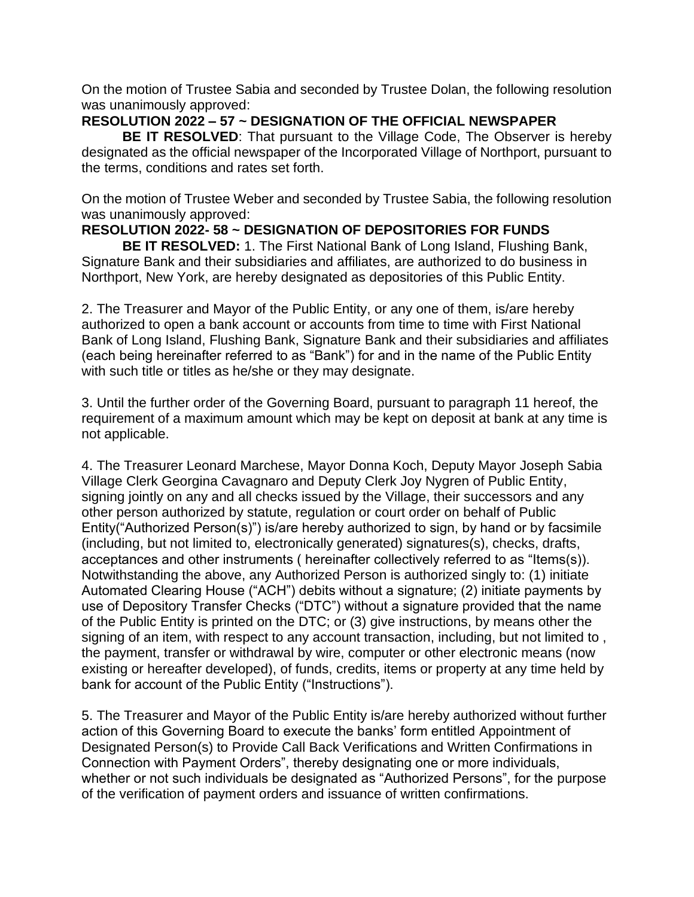On the motion of Trustee Sabia and seconded by Trustee Dolan, the following resolution was unanimously approved:

**RESOLUTION 2022 – 57 ~ DESIGNATION OF THE OFFICIAL NEWSPAPER**

**BE IT RESOLVED**: That pursuant to the Village Code, The Observer is hereby designated as the official newspaper of the Incorporated Village of Northport, pursuant to the terms, conditions and rates set forth.

On the motion of Trustee Weber and seconded by Trustee Sabia, the following resolution was unanimously approved:

**RESOLUTION 2022- 58 ~ DESIGNATION OF DEPOSITORIES FOR FUNDS**

**BE IT RESOLVED:** 1. The First National Bank of Long Island, Flushing Bank, Signature Bank and their subsidiaries and affiliates, are authorized to do business in Northport, New York, are hereby designated as depositories of this Public Entity.

2. The Treasurer and Mayor of the Public Entity, or any one of them, is/are hereby authorized to open a bank account or accounts from time to time with First National Bank of Long Island, Flushing Bank, Signature Bank and their subsidiaries and affiliates (each being hereinafter referred to as "Bank") for and in the name of the Public Entity with such title or titles as he/she or they may designate.

3. Until the further order of the Governing Board, pursuant to paragraph 11 hereof, the requirement of a maximum amount which may be kept on deposit at bank at any time is not applicable.

4. The Treasurer Leonard Marchese, Mayor Donna Koch, Deputy Mayor Joseph Sabia Village Clerk Georgina Cavagnaro and Deputy Clerk Joy Nygren of Public Entity, signing jointly on any and all checks issued by the Village, their successors and any other person authorized by statute, regulation or court order on behalf of Public Entity("Authorized Person(s)") is/are hereby authorized to sign, by hand or by facsimile (including, but not limited to, electronically generated) signatures(s), checks, drafts, acceptances and other instruments ( hereinafter collectively referred to as "Items(s)). Notwithstanding the above, any Authorized Person is authorized singly to: (1) initiate Automated Clearing House ("ACH") debits without a signature; (2) initiate payments by use of Depository Transfer Checks ("DTC") without a signature provided that the name of the Public Entity is printed on the DTC; or (3) give instructions, by means other the signing of an item, with respect to any account transaction, including, but not limited to , the payment, transfer or withdrawal by wire, computer or other electronic means (now existing or hereafter developed), of funds, credits, items or property at any time held by bank for account of the Public Entity ("Instructions").

5. The Treasurer and Mayor of the Public Entity is/are hereby authorized without further action of this Governing Board to execute the banks' form entitled Appointment of Designated Person(s) to Provide Call Back Verifications and Written Confirmations in Connection with Payment Orders", thereby designating one or more individuals, whether or not such individuals be designated as "Authorized Persons", for the purpose of the verification of payment orders and issuance of written confirmations.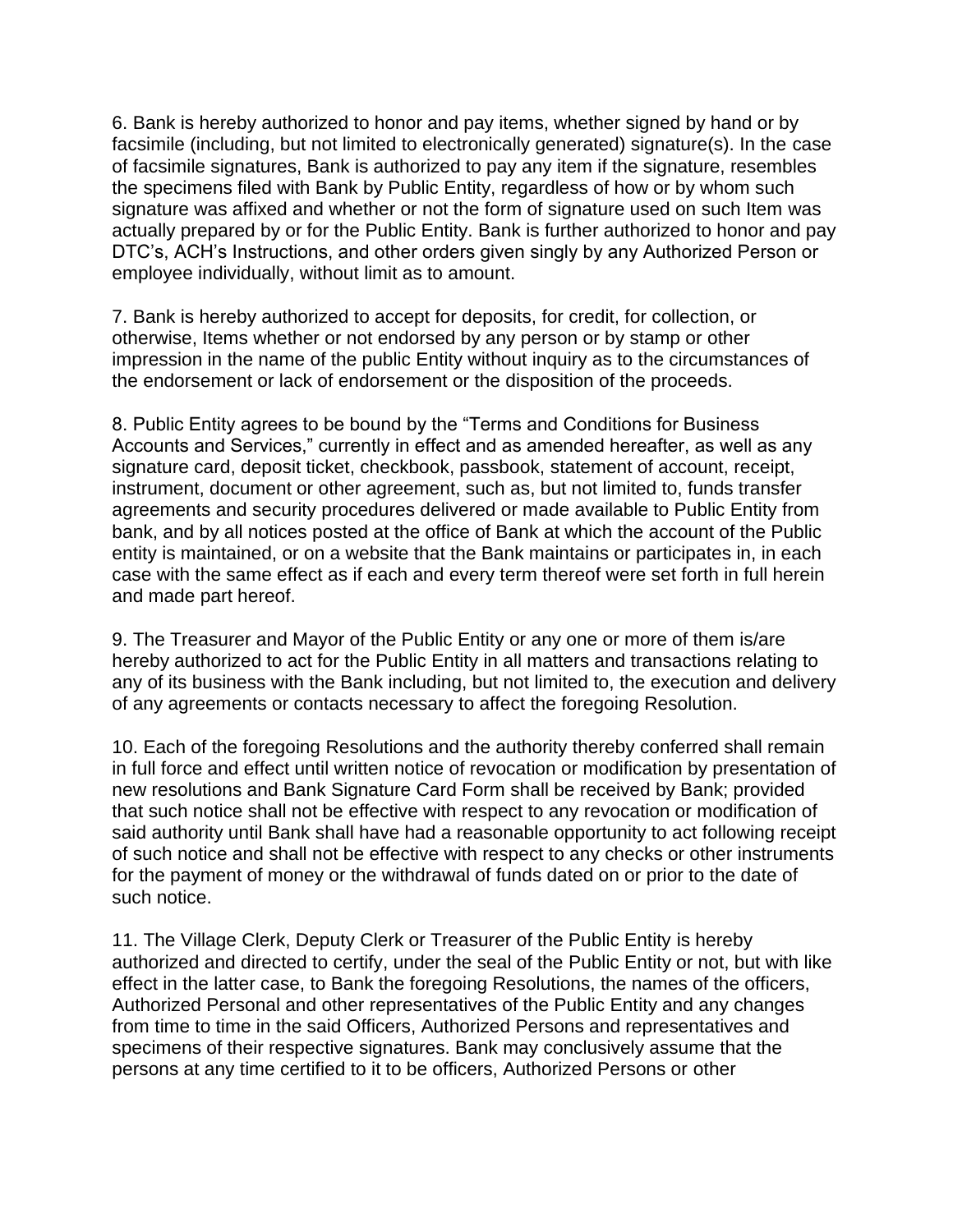6. Bank is hereby authorized to honor and pay items, whether signed by hand or by facsimile (including, but not limited to electronically generated) signature(s). In the case of facsimile signatures, Bank is authorized to pay any item if the signature, resembles the specimens filed with Bank by Public Entity, regardless of how or by whom such signature was affixed and whether or not the form of signature used on such Item was actually prepared by or for the Public Entity. Bank is further authorized to honor and pay DTC's, ACH's Instructions, and other orders given singly by any Authorized Person or employee individually, without limit as to amount.

7. Bank is hereby authorized to accept for deposits, for credit, for collection, or otherwise, Items whether or not endorsed by any person or by stamp or other impression in the name of the public Entity without inquiry as to the circumstances of the endorsement or lack of endorsement or the disposition of the proceeds.

8. Public Entity agrees to be bound by the "Terms and Conditions for Business Accounts and Services," currently in effect and as amended hereafter, as well as any signature card, deposit ticket, checkbook, passbook, statement of account, receipt, instrument, document or other agreement, such as, but not limited to, funds transfer agreements and security procedures delivered or made available to Public Entity from bank, and by all notices posted at the office of Bank at which the account of the Public entity is maintained, or on a website that the Bank maintains or participates in, in each case with the same effect as if each and every term thereof were set forth in full herein and made part hereof.

9. The Treasurer and Mayor of the Public Entity or any one or more of them is/are hereby authorized to act for the Public Entity in all matters and transactions relating to any of its business with the Bank including, but not limited to, the execution and delivery of any agreements or contacts necessary to affect the foregoing Resolution.

10. Each of the foregoing Resolutions and the authority thereby conferred shall remain in full force and effect until written notice of revocation or modification by presentation of new resolutions and Bank Signature Card Form shall be received by Bank; provided that such notice shall not be effective with respect to any revocation or modification of said authority until Bank shall have had a reasonable opportunity to act following receipt of such notice and shall not be effective with respect to any checks or other instruments for the payment of money or the withdrawal of funds dated on or prior to the date of such notice.

11. The Village Clerk, Deputy Clerk or Treasurer of the Public Entity is hereby authorized and directed to certify, under the seal of the Public Entity or not, but with like effect in the latter case, to Bank the foregoing Resolutions, the names of the officers, Authorized Personal and other representatives of the Public Entity and any changes from time to time in the said Officers, Authorized Persons and representatives and specimens of their respective signatures. Bank may conclusively assume that the persons at any time certified to it to be officers, Authorized Persons or other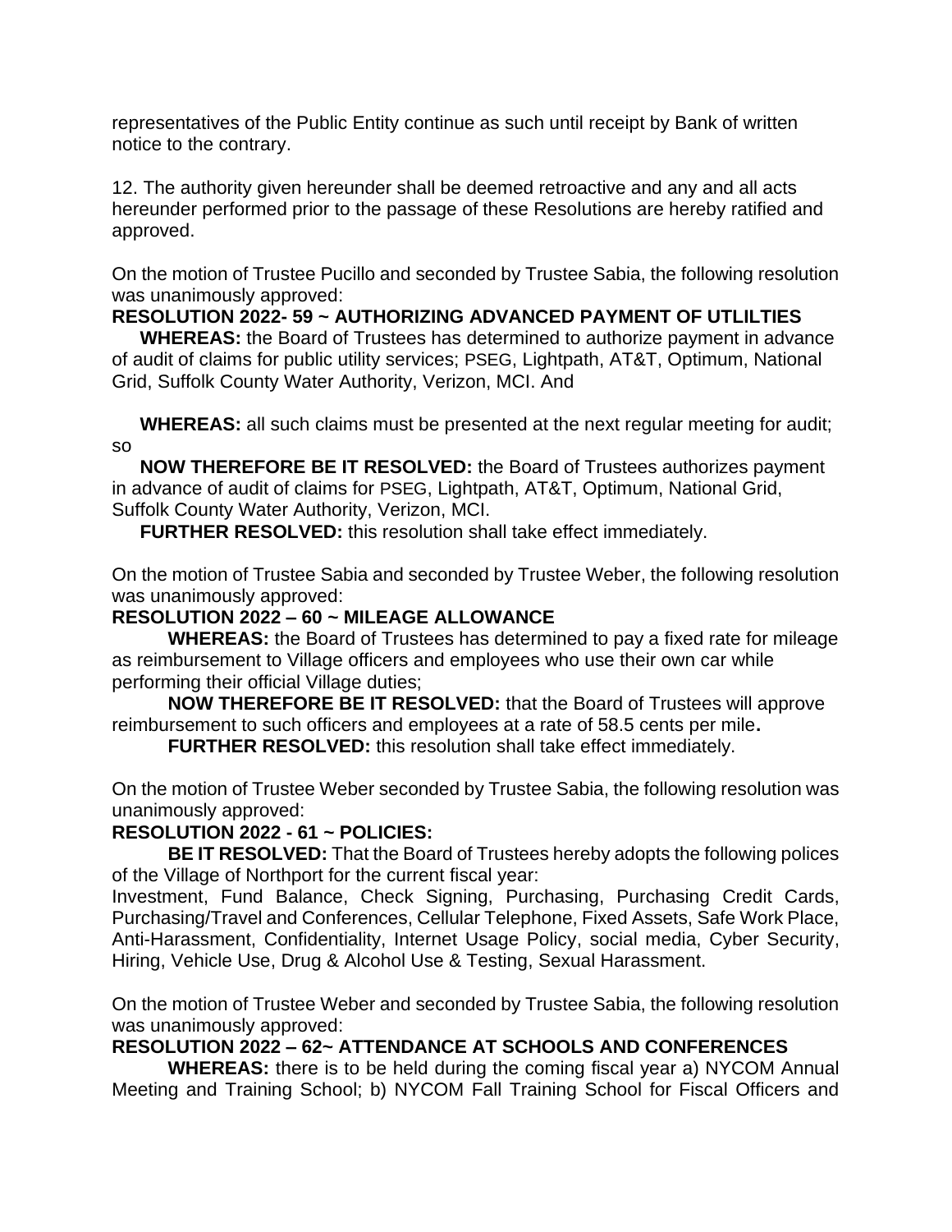representatives of the Public Entity continue as such until receipt by Bank of written notice to the contrary.

12. The authority given hereunder shall be deemed retroactive and any and all acts hereunder performed prior to the passage of these Resolutions are hereby ratified and approved.

On the motion of Trustee Pucillo and seconded by Trustee Sabia, the following resolution was unanimously approved:

**RESOLUTION 2022- 59 ~ AUTHORIZING ADVANCED PAYMENT OF UTLILTIES**

**WHEREAS:** the Board of Trustees has determined to authorize payment in advance of audit of claims for public utility services; PSEG, Lightpath, AT&T, Optimum, National Grid, Suffolk County Water Authority, Verizon, MCI. And

**WHEREAS:** all such claims must be presented at the next regular meeting for audit; so

**NOW THEREFORE BE IT RESOLVED:** the Board of Trustees authorizes payment in advance of audit of claims for PSEG, Lightpath, AT&T, Optimum, National Grid, Suffolk County Water Authority, Verizon, MCI.

**FURTHER RESOLVED:** this resolution shall take effect immediately.

On the motion of Trustee Sabia and seconded by Trustee Weber, the following resolution was unanimously approved:

**RESOLUTION 2022 – 60 ~ MILEAGE ALLOWANCE**

**WHEREAS:** the Board of Trustees has determined to pay a fixed rate for mileage as reimbursement to Village officers and employees who use their own car while performing their official Village duties;

**NOW THEREFORE BE IT RESOLVED:** that the Board of Trustees will approve reimbursement to such officers and employees at a rate of 58.5 cents per mile**.**

**FURTHER RESOLVED:** this resolution shall take effect immediately.

On the motion of Trustee Weber seconded by Trustee Sabia, the following resolution was unanimously approved:

**RESOLUTION 2022 - 61 ~ POLICIES:**

**BE IT RESOLVED:** That the Board of Trustees hereby adopts the following polices of the Village of Northport for the current fiscal year:

Investment, Fund Balance, Check Signing, Purchasing, Purchasing Credit Cards, Purchasing/Travel and Conferences, Cellular Telephone, Fixed Assets, Safe Work Place, Anti-Harassment, Confidentiality, Internet Usage Policy, social media, Cyber Security, Hiring, Vehicle Use, Drug & Alcohol Use & Testing, Sexual Harassment.

On the motion of Trustee Weber and seconded by Trustee Sabia, the following resolution was unanimously approved:

**RESOLUTION 2022 – 62~ ATTENDANCE AT SCHOOLS AND CONFERENCES**

**WHEREAS:** there is to be held during the coming fiscal year a) NYCOM Annual Meeting and Training School; b) NYCOM Fall Training School for Fiscal Officers and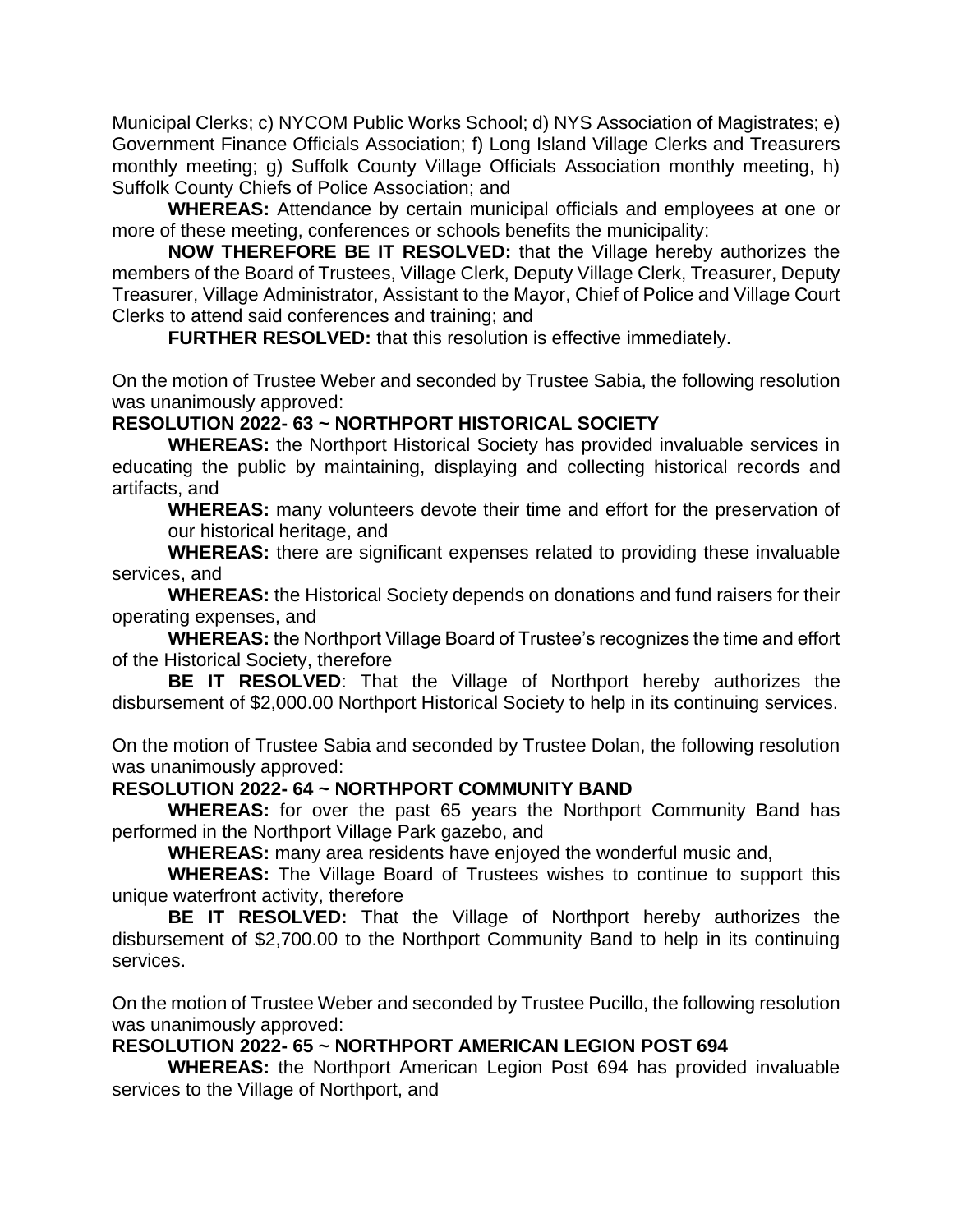Municipal Clerks; c) NYCOM Public Works School; d) NYS Association of Magistrates; e) Government Finance Officials Association; f) Long Island Village Clerks and Treasurers monthly meeting; g) Suffolk County Village Officials Association monthly meeting, h) Suffolk County Chiefs of Police Association; and

**WHEREAS:** Attendance by certain municipal officials and employees at one or more of these meeting, conferences or schools benefits the municipality:

**NOW THEREFORE BE IT RESOLVED:** that the Village hereby authorizes the members of the Board of Trustees, Village Clerk, Deputy Village Clerk, Treasurer, Deputy Treasurer, Village Administrator, Assistant to the Mayor, Chief of Police and Village Court Clerks to attend said conferences and training; and

**FURTHER RESOLVED:** that this resolution is effective immediately.

On the motion of Trustee Weber and seconded by Trustee Sabia, the following resolution was unanimously approved:

**RESOLUTION 2022- 63 ~ NORTHPORT HISTORICAL SOCIETY**

**WHEREAS:** the Northport Historical Society has provided invaluable services in educating the public by maintaining, displaying and collecting historical records and artifacts, and

**WHEREAS:** many volunteers devote their time and effort for the preservation of our historical heritage, and

**WHEREAS:** there are significant expenses related to providing these invaluable services, and

**WHEREAS:** the Historical Society depends on donations and fund raisers for their operating expenses, and

**WHEREAS:** the Northport Village Board of Trustee's recognizes the time and effort of the Historical Society, therefore

**BE IT RESOLVED**: That the Village of Northport hereby authorizes the disbursement of $2,000.00 Northport Historical Society to help in its continuing services.

On the motion of Trustee Sabia and seconded by Trustee Dolan, the following resolution was unanimously approved:

**RESOLUTION 2022- 64 ~ NORTHPORT COMMUNITY BAND**

**WHEREAS:** for over the past 65 years the Northport Community Band has performed in the Northport Village Park gazebo, and

**WHEREAS:** many area residents have enjoyed the wonderful music and,

**WHEREAS:** The Village Board of Trustees wishes to continue to support this unique waterfront activity, therefore

**BE IT RESOLVED:** That the Village of Northport hereby authorizes the disbursement of $2,700.00 to the Northport Community Band to help in its continuing services.

On the motion of Trustee Weber and seconded by Trustee Pucillo, the following resolution was unanimously approved:

**RESOLUTION 2022- 65 ~ NORTHPORT AMERICAN LEGION POST 694**

**WHEREAS:** the Northport American Legion Post 694 has provided invaluable services to the Village of Northport, and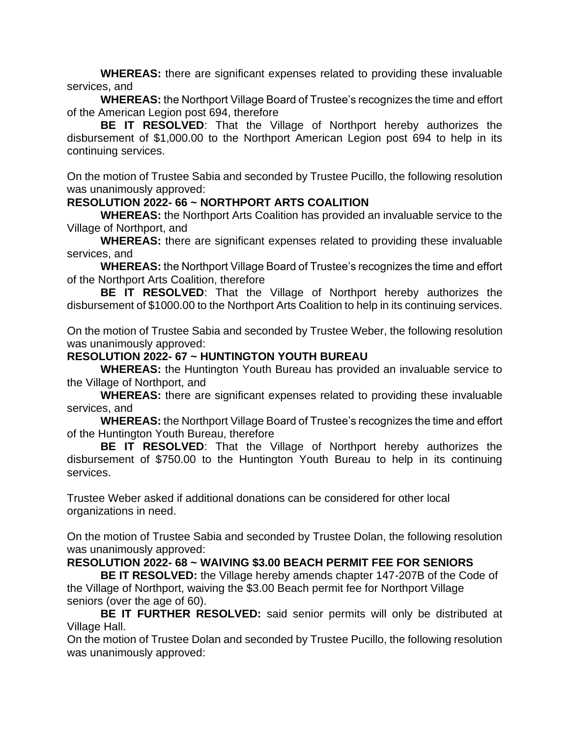**WHEREAS:** there are significant expenses related to providing these invaluable services, and

**WHEREAS:** the Northport Village Board of Trustee's recognizes the time and effort of the American Legion post 694, therefore

**BE IT RESOLVED**: That the Village of Northport hereby authorizes the disbursement of $1,000.00 to the Northport American Legion post 694 to help in its continuing services.

On the motion of Trustee Sabia and seconded by Trustee Pucillo, the following resolution was unanimously approved:

**RESOLUTION 2022- 66 ~ NORTHPORT ARTS COALITION**

**WHEREAS:** the Northport Arts Coalition has provided an invaluable service to the Village of Northport, and

**WHEREAS:** there are significant expenses related to providing these invaluable services, and

**WHEREAS:** the Northport Village Board of Trustee's recognizes the time and effort of the Northport Arts Coalition, therefore

**BE IT RESOLVED**: That the Village of Northport hereby authorizes the disbursement of $1000.00 to the Northport Arts Coalition to help in its continuing services.

On the motion of Trustee Sabia and seconded by Trustee Weber, the following resolution was unanimously approved:

**RESOLUTION 2022- 67 ~ HUNTINGTON YOUTH BUREAU**

**WHEREAS:** the Huntington Youth Bureau has provided an invaluable service to the Village of Northport, and

**WHEREAS:** there are significant expenses related to providing these invaluable services, and

**WHEREAS:** the Northport Village Board of Trustee's recognizes the time and effort of the Huntington Youth Bureau, therefore

**BE IT RESOLVED**: That the Village of Northport hereby authorizes the disbursement of $750.00 to the Huntington Youth Bureau to help in its continuing services.

Trustee Weber asked if additional donations can be considered for other local organizations in need.

On the motion of Trustee Sabia and seconded by Trustee Dolan, the following resolution was unanimously approved:

**RESOLUTION 2022- 68 ~ WAIVING $3.00 BEACH PERMIT FEE FOR SENIORS**

**BE IT RESOLVED:** the Village hereby amends chapter 147-207B of the Code of the Village of Northport, waiving the $3.00 Beach permit fee for Northport Village seniors (over the age of 60).

**BE IT FURTHER RESOLVED:** said senior permits will only be distributed at Village Hall.

On the motion of Trustee Dolan and seconded by Trustee Pucillo, the following resolution was unanimously approved: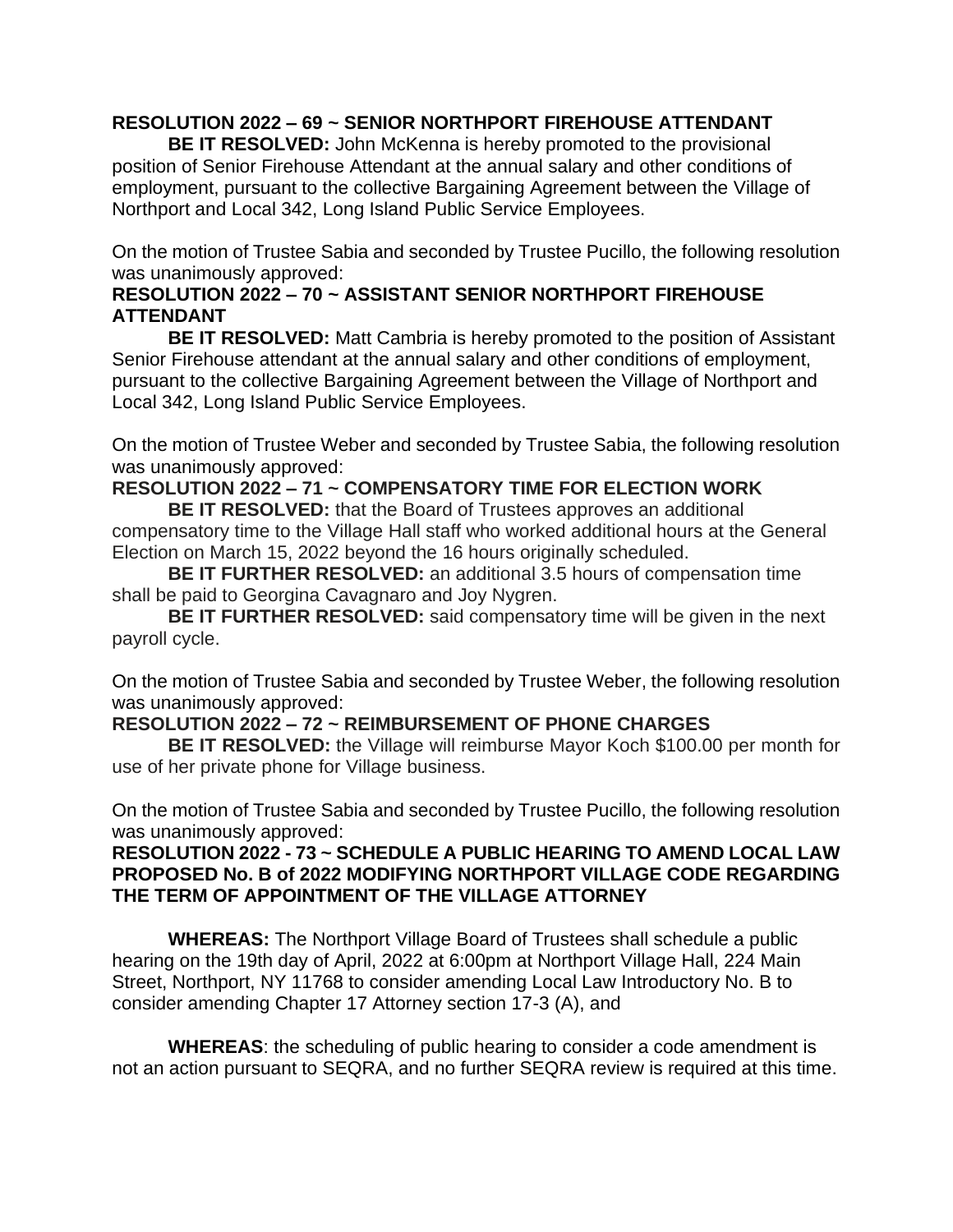**RESOLUTION 2022 – 69 ~ SENIOR NORTHPORT FIREHOUSE ATTENDANT**

**BE IT RESOLVED:** John McKenna is hereby promoted to the provisional position of Senior Firehouse Attendant at the annual salary and other conditions of employment, pursuant to the collective Bargaining Agreement between the Village of Northport and Local 342, Long Island Public Service Employees.

On the motion of Trustee Sabia and seconded by Trustee Pucillo, the following resolution was unanimously approved:

**RESOLUTION 2022 – 70 ~ ASSISTANT SENIOR NORTHPORT FIREHOUSE ATTENDANT**

**BE IT RESOLVED:** Matt Cambria is hereby promoted to the position of Assistant Senior Firehouse attendant at the annual salary and other conditions of employment, pursuant to the collective Bargaining Agreement between the Village of Northport and Local 342, Long Island Public Service Employees.

On the motion of Trustee Weber and seconded by Trustee Sabia, the following resolution was unanimously approved:

**RESOLUTION 2022 – 71 ~ COMPENSATORY TIME FOR ELECTION WORK**

**BE IT RESOLVED:** that the Board of Trustees approves an additional compensatory time to the Village Hall staff who worked additional hours at the General Election on March 15, 2022 beyond the 16 hours originally scheduled.

**BE IT FURTHER RESOLVED:** an additional 3.5 hours of compensation time shall be paid to Georgina Cavagnaro and Joy Nygren.

**BE IT FURTHER RESOLVED:** said compensatory time will be given in the next payroll cycle.

On the motion of Trustee Sabia and seconded by Trustee Weber, the following resolution was unanimously approved:

**RESOLUTION 2022 – 72 ~ REIMBURSEMENT OF PHONE CHARGES**

**BE IT RESOLVED:** the Village will reimburse Mayor Koch $100.00 per month for use of her private phone for Village business.

On the motion of Trustee Sabia and seconded by Trustee Pucillo, the following resolution was unanimously approved:

**RESOLUTION 2022 - 73 ~ SCHEDULE A PUBLIC HEARING TO AMEND LOCAL LAW PROPOSED No. B of 2022 MODIFYING NORTHPORT VILLAGE CODE REGARDING THE TERM OF APPOINTMENT OF THE VILLAGE ATTORNEY**

**WHEREAS:** The Northport Village Board of Trustees shall schedule a public hearing on the 19th day of April, 2022 at 6:00pm at Northport Village Hall, 224 Main Street, Northport, NY 11768 to consider amending Local Law Introductory No. B to consider amending Chapter 17 Attorney section 17-3 (A), and

**WHEREAS**: the scheduling of public hearing to consider a code amendment is not an action pursuant to SEQRA, and no further SEQRA review is required at this time.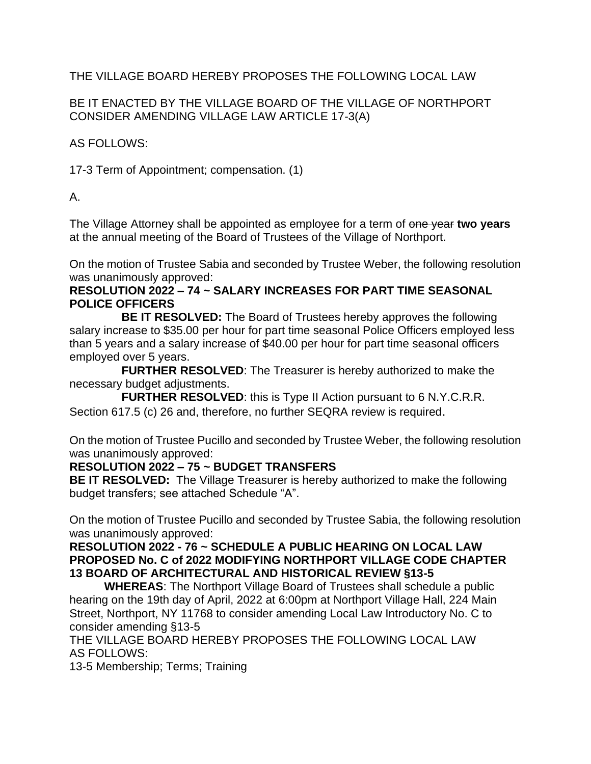THE VILLAGE BOARD HEREBY PROPOSES THE FOLLOWING LOCAL LAW

BE IT ENACTED BY THE VILLAGE BOARD OF THE VILLAGE OF NORTHPORT CONSIDER AMENDING VILLAGE LAW ARTICLE 17-3(A)

AS FOLLOWS:

17-3 Term of Appointment; compensation. (1)

A.

The Village Attorney shall be appointed as employee for a term of ~~one year~~ **two years** at the annual meeting of the Board of Trustees of the Village of Northport.

On the motion of Trustee Sabia and seconded by Trustee Weber, the following resolution was unanimously approved:

**RESOLUTION 2022 – 74 ~ SALARY INCREASES FOR PART TIME SEASONAL POLICE OFFICERS**

**BE IT RESOLVED:** The Board of Trustees hereby approves the following salary increase to $35.00 per hour for part time seasonal Police Officers employed less than 5 years and a salary increase of $40.00 per hour for part time seasonal officers employed over 5 years.

**FURTHER RESOLVED**: The Treasurer is hereby authorized to make the necessary budget adjustments.

**FURTHER RESOLVED**: this is Type II Action pursuant to 6 N.Y.C.R.R. Section 617.5 (c) 26 and, therefore, no further SEQRA review is required.

On the motion of Trustee Pucillo and seconded by Trustee Weber, the following resolution was unanimously approved:

**RESOLUTION 2022 – 75 ~ BUDGET TRANSFERS**

**BE IT RESOLVED:** The Village Treasurer is hereby authorized to make the following budget transfers; see attached Schedule "A".

On the motion of Trustee Pucillo and seconded by Trustee Sabia, the following resolution was unanimously approved:

**RESOLUTION 2022 - 76 ~ SCHEDULE A PUBLIC HEARING ON LOCAL LAW PROPOSED No. C of 2022 MODIFYING NORTHPORT VILLAGE CODE CHAPTER 13 BOARD OF ARCHITECTURAL AND HISTORICAL REVIEW §13-5**

**WHEREAS**: The Northport Village Board of Trustees shall schedule a public hearing on the 19th day of April, 2022 at 6:00pm at Northport Village Hall, 224 Main Street, Northport, NY 11768 to consider amending Local Law Introductory No. C to consider amending §13-5

THE VILLAGE BOARD HEREBY PROPOSES THE FOLLOWING LOCAL LAW AS FOLLOWS:

13-5 Membership; Terms; Training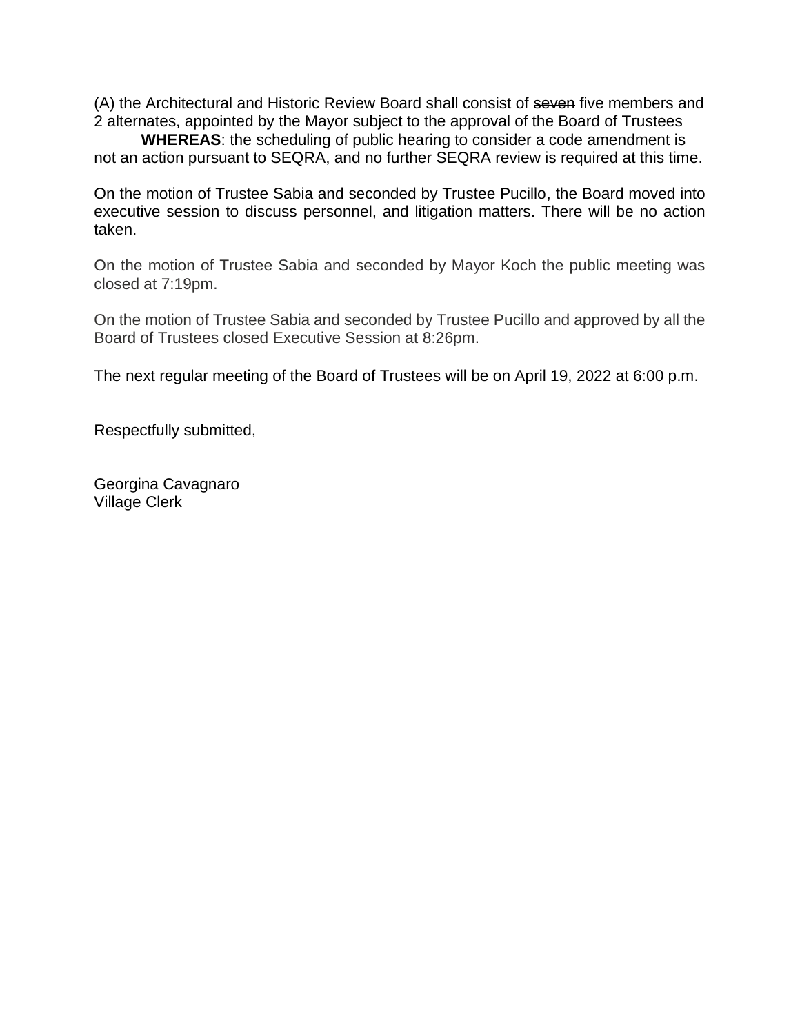(A) the Architectural and Historic Review Board shall consist of ~~seven~~ five members and 2 alternates, appointed by the Mayor subject to the approval of the Board of Trustees

**WHEREAS**: the scheduling of public hearing to consider a code amendment is not an action pursuant to SEQRA, and no further SEQRA review is required at this time.

On the motion of Trustee Sabia and seconded by Trustee Pucillo, the Board moved into executive session to discuss personnel, and litigation matters. There will be no action taken.

On the motion of Trustee Sabia and seconded by Mayor Koch the public meeting was closed at 7:19pm.

On the motion of Trustee Sabia and seconded by Trustee Pucillo and approved by all the Board of Trustees closed Executive Session at 8:26pm.

The next regular meeting of the Board of Trustees will be on April 19, 2022 at 6:00 p.m.

Respectfully submitted,

Georgina Cavagnaro
Village Clerk